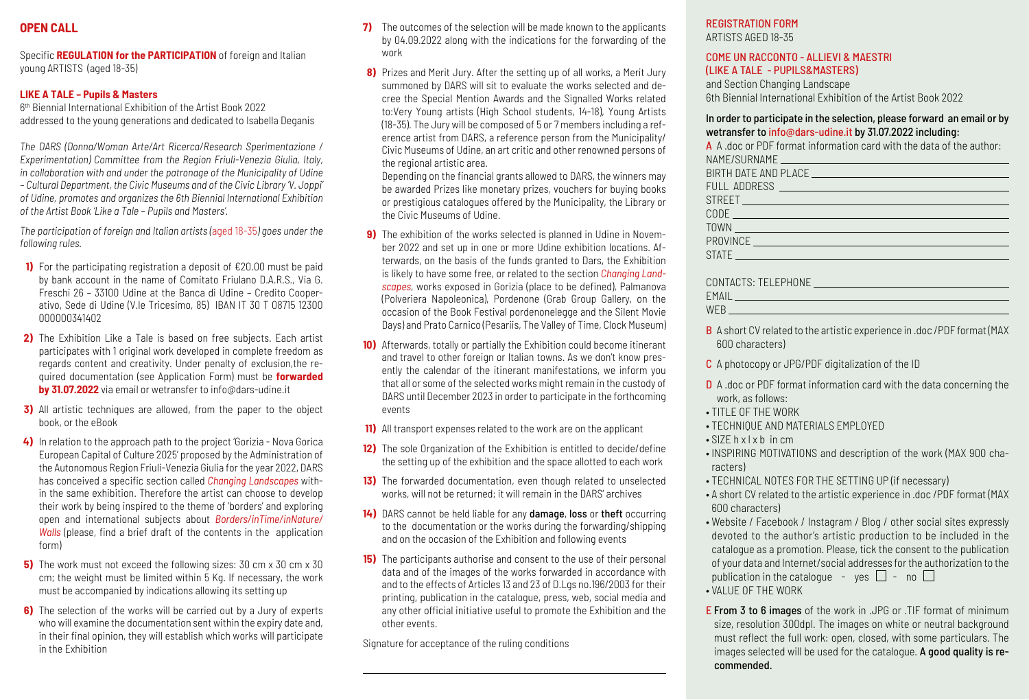## OPEN CALL

Specific **REGULATION for the PARTICIPATION** of foreign and Italian young ARTISTS (aged 18-35)

**LIKE A TALE – Pupils & Masters**
6th Biennial International Exhibition of the Artist Book 2022
addressed to the young generations and dedicated to Isabella Deganis

*The DARS (Donna/Woman Arte/Art Ricerca/Research Sperimentazione / Experimentation) Committee from the Region Friuli-Venezia Giulia, Italy, in collaboration with and under the patronage of the Municipality of Udine – Cultural Department, the Civic Museums and of the Civic Library 'V. Joppi' of Udine, promotes and organizes the 6th Biennial International Exhibition of the Artist Book 'Like a Tale – Pupils and Masters'.*

*The participation of foreign and Italian artists (aged 18-35) goes under the following rules.*

**1)** For the participating registration a deposit of €20.00 must be paid by bank account in the name of Comitato Friulano D.A.R.S., Via G. Freschi 26 – 33100 Udine at the Banca di Udine – Credito Cooperativo, Sede di Udine (V.le Tricesimo, 85) IBAN IT 30 T 08715 12300 000000341402

**2)** The Exhibition Like a Tale is based on free subjects. Each artist participates with 1 original work developed in complete freedom as regards content and creativity. Under penalty of exclusion,the required documentation (see Application Form) must be **forwarded by 31.07.2022** via email or wetransfer to info@dars-udine.it

**3)** All artistic techniques are allowed, from the paper to the object book, or the eBook

**4)** In relation to the approach path to the project 'Gorizia - Nova Gorica European Capital of Culture 2025' proposed by the Administration of the Autonomous Region Friuli-Venezia Giulia for the year 2022, DARS has conceived a specific section called *Changing Landscapes* within the same exhibition. Therefore the artist can choose to develop their work by being inspired to the theme of 'borders' and exploring open and international subjects about *Borders/inTime/inNature/Walls* (please, find a brief draft of the contents in the application form)

**5)** The work must not exceed the following sizes: 30 cm x 30 cm x 30 cm; the weight must be limited within 5 Kg. If necessary, the work must be accompanied by indications allowing its setting up

**6)** The selection of the works will be carried out by a Jury of experts who will examine the documentation sent within the expiry date and, in their final opinion, they will establish which works will participate in the Exhibition

**7)** The outcomes of the selection will be made known to the applicants by 04.09.2022 along with the indications for the forwarding of the work

**8)** Prizes and Merit Jury. After the setting up of all works, a Merit Jury summoned by DARS will sit to evaluate the works selected and decree the Special Mention Awards and the Signalled Works related to:Very Young artists (High School students, 14-18), Young Artists (18-35). The Jury will be composed of 5 or 7 members including a reference artist from DARS, a reference person from the Municipality/Civic Museums of Udine, an art critic and other renowned persons of the regional artistic area.
Depending on the financial grants allowed to DARS, the winners may be awarded Prizes like monetary prizes, vouchers for buying books or prestigious catalogues offered by the Municipality, the Library or the Civic Museums of Udine.

**9)** The exhibition of the works selected is planned in Udine in November 2022 and set up in one or more Udine exhibition locations. Afterwards, on the basis of the funds granted to Dars, the Exhibition is likely to have some free, or related to the section *Changing Landscapes*, works exposed in Gorizia (place to be defined), Palmanova (Polveriera Napoleonica), Pordenone (Grab Group Gallery, on the occasion of the Book Festival pordenonelegge and the Silent Movie Days) and Prato Carnico (Pesariis, The Valley of Time, Clock Museum)

**10)** Afterwards, totally or partially the Exhibition could become itinerant and travel to other foreign or Italian towns. As we don't know presently the calendar of the itinerant manifestations, we inform you that all or some of the selected works might remain in the custody of DARS until December 2023 in order to participate in the forthcoming events

**11)** All transport expenses related to the work are on the applicant

**12)** The sole Organization of the Exhibition is entitled to decide/define the setting up of the exhibition and the space allotted to each work

**13)** The forwarded documentation, even though related to unselected works, will not be returned; it will remain in the DARS' archives

**14)** DARS cannot be held liable for any **damage**, **loss** or **theft** occurring to the documentation or the works during the forwarding/shipping and on the occasion of the Exhibition and following events

**15)** The participants authorise and consent to the use of their personal data and of the images of the works forwarded in accordance with and to the effects of Articles 13 and 23 of D.Lgs no.196/2003 for their printing, publication in the catalogue, press, web, social media and any other official initiative useful to promote the Exhibition and the other events.

Signature for acceptance of the ruling conditions

\_\_\_\_\_\_\_\_\_\_\_\_\_\_\_\_\_\_\_\_\_\_\_\_\_\_\_\_\_\_\_\_\_\_\_\_\_\_\_\_

## REGISTRATION FORM
ARTISTS AGED 18-35

### COME UN RACCONTO - ALLIEVI & MAESTRI (LIKE A TALE - PUPILS&MASTERS)
and Section Changing Landscape
6th Biennial International Exhibition of the Artist Book 2022

**In order to participate in the selection, please forward an email or by wetransfer to info@dars-udine.it by 31.07.2022 including:**

**A** A .doc or PDF format information card with the data of the author:
NAME/SURNAME \_\_\_\_\_\_\_\_\_\_\_\_\_\_\_\_\_\_\_\_
BIRTH DATE AND PLACE \_\_\_\_\_\_\_\_\_\_\_\_\_\_\_\_\_\_\_\_
FULL ADDRESS \_\_\_\_\_\_\_\_\_\_\_\_\_\_\_\_\_\_\_\_
STREET \_\_\_\_\_\_\_\_\_\_\_\_\_\_\_\_\_\_\_\_
CODE \_\_\_\_\_\_\_\_\_\_\_\_\_\_\_\_\_\_\_\_
TOWN \_\_\_\_\_\_\_\_\_\_\_\_\_\_\_\_\_\_\_\_
PROVINCE \_\_\_\_\_\_\_\_\_\_\_\_\_\_\_\_\_\_\_\_
STATE \_\_\_\_\_\_\_\_\_\_\_\_\_\_\_\_\_\_\_\_

CONTACTS: TELEPHONE \_\_\_\_\_\_\_\_\_\_\_\_\_\_\_\_\_\_\_\_
EMAIL \_\_\_\_\_\_\_\_\_\_\_\_\_\_\_\_\_\_\_\_
WEB \_\_\_\_\_\_\_\_\_\_\_\_\_\_\_\_\_\_\_\_

**B** A short CV related to the artistic experience in .doc /PDF format (MAX 600 characters)

**C** A photocopy or JPG/PDF digitalization of the ID

**D** A .doc or PDF format information card with the data concerning the work, as follows:

- TITLE OF THE WORK
- TECHNIQUE AND MATERIALS EMPLOYED
- SIZE h x l x b in cm
- INSPIRING MOTIVATIONS and description of the work (MAX 900 characters)
- TECHNICAL NOTES FOR THE SETTING UP (if necessary)
- A short CV related to the artistic experience in .doc /PDF format (MAX 600 characters)
- Website / Facebook / Instagram / Blog / other social sites expressly devoted to the author's artistic production to be included in the catalogue as a promotion. Please, tick the consent to the publication of your data and Internet/social addresses for the authorization to the publication in the catalogue - yes ☐ - no ☐
- VALUE OF THE WORK

**E** **From 3 to 6 images** of the work in .JPG or .TIF format of minimum size, resolution 300dpl. The images on white or neutral background must reflect the full work: open, closed, with some particulars. The images selected will be used for the catalogue. **A good quality is recommended.**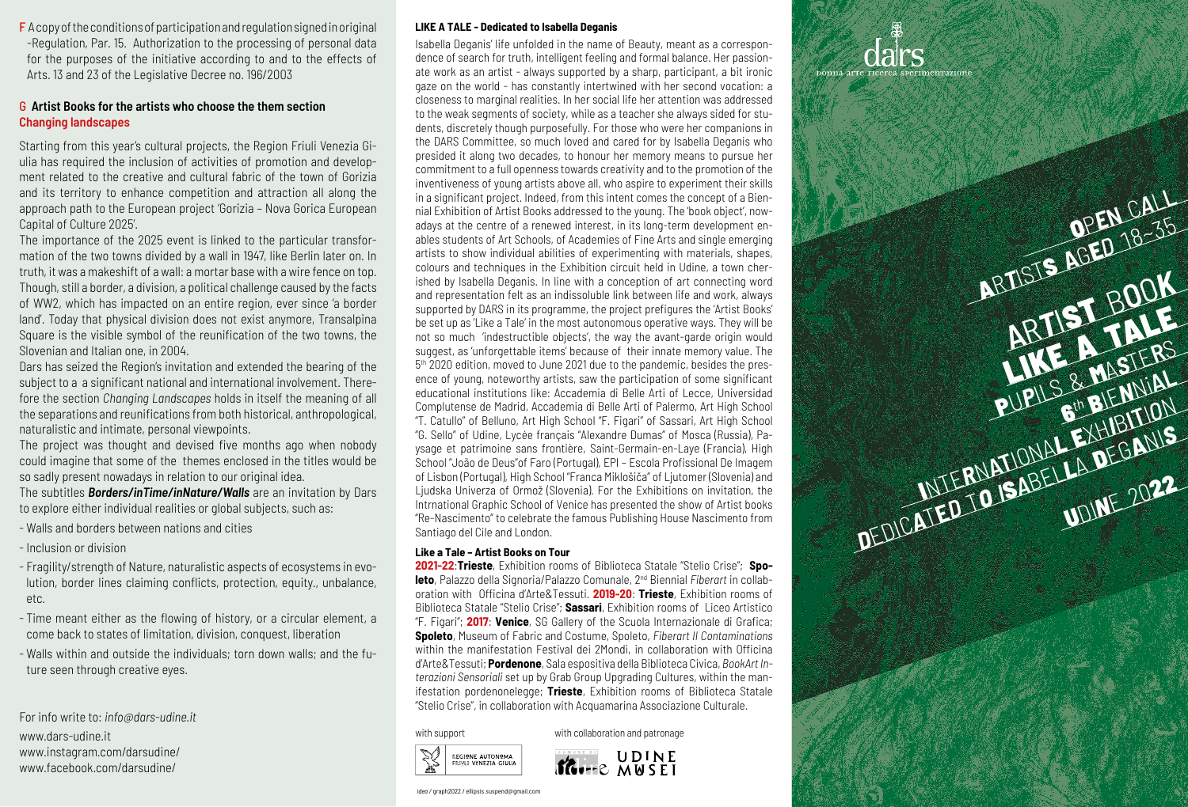**F** A copy of the conditions of participation and regulation signed in original -Regulation, Par. 15. Authorization to the processing of personal data for the purposes of the initiative according to and to the effects of Arts. 13 and 23 of the Legislative Decree no. 196/2003

### G Artist Books for the artists who choose the them section Changing landscapes

Starting from this year's cultural projects, the Region Friuli Venezia Giulia has required the inclusion of activities of promotion and development related to the creative and cultural fabric of the town of Gorizia and its territory to enhance competition and attraction all along the approach path to the European project 'Gorizia – Nova Gorica European Capital of Culture 2025'.

The importance of the 2025 event is linked to the particular transformation of the two towns divided by a wall in 1947, like Berlin later on. In truth, it was a makeshift of a wall: a mortar base with a wire fence on top. Though, still a border, a division, a political challenge caused by the facts of WW2, which has impacted on an entire region, ever since 'a border land'. Today that physical division does not exist anymore, Transalpina Square is the visible symbol of the reunification of the two towns, the Slovenian and Italian one, in 2004.

Dars has seized the Region's invitation and extended the bearing of the subject to a a significant national and international involvement. Therefore the section *Changing Landscapes* holds in itself the meaning of all the separations and reunifications from both historical, anthropological, naturalistic and intimate, personal viewpoints.

The project was thought and devised five months ago when nobody could imagine that some of the themes enclosed in the titles would be so sadly present nowadays in relation to our original idea.

The subtitles ***Borders/inTime/inNature/Walls*** are an invitation by Dars to explore either individual realities or global subjects, such as:

- Walls and borders between nations and cities
- Inclusion or division
- Fragility/strength of Nature, naturalistic aspects of ecosystems in evolution, border lines claiming conflicts, protection, equity., unbalance, etc.
- Time meant either as the flowing of history, or a circular element, a come back to states of limitation, division, conquest, liberation
- Walls within and outside the individuals; torn down walls; and the future seen through creative eyes.

For info write to: *info@dars-udine.it*
www.dars-udine.it
www.instagram.com/darsudine/
www.facebook.com/darsudine/

### LIKE A TALE - Dedicated to Isabella Deganis

Isabella Deganis' life unfolded in the name of Beauty, meant as a correspondence of search for truth, intelligent feeling and formal balance. Her passionate work as an artist - always supported by a sharp, participant, a bit ironic gaze on the world - has constantly intertwined with her second vocation: a closeness to marginal realities. In her social life her attention was addressed to the weak segments of society, while as a teacher she always sided for students, discretely though purposefully. For those who were her companions in the DARS Committee, so much loved and cared for by Isabella Deganis who presided it along two decades, to honour her memory means to pursue her commitment to a full openness towards creativity and to the promotion of the inventiveness of young artists above all, who aspire to experiment their skills in a significant project. Indeed, from this intent comes the concept of a Biennial Exhibition of Artist Books addressed to the young. The 'book object', nowadays at the centre of a renewed interest, in its long-term development enables students of Art Schools, of Academies of Fine Arts and single emerging artists to show individual abilities of experimenting with materials, shapes, colours and techniques in the Exhibition circuit held in Udine, a town cherished by Isabella Deganis. In line with a conception of art connecting word and representation felt as an indissoluble link between life and work, always supported by DARS in its programme, the project prefigures the 'Artist Books' be set up as 'Like a Tale' in the most autonomous operative ways. They will be not so much 'indestructible objects', the way the avant-garde origin would suggest, as 'unforgettable items' because of their innate memory value. The 5th 2020 edition, moved to June 2021 due to the pandemic, besides the presence of young, noteworthy artists, saw the participation of some significant educational institutions like: Accademia di Belle Arti of Lecce, Universidad Complutense de Madrid, Accademia di Belle Arti of Palermo, Art High School "T. Catullo" of Belluno, Art High School "F. Figari" of Sassari, Art High School "G. Sello" of Udine, Lycée français "Alexandre Dumas" of Mosca (Russia), Paysage et patrimoine sans frontière, Saint-Germain-en-Laye (Francia), High School "João de Deus"of Faro (Portugal), EPI – Escola Profissional De Imagem of Lisbon (Portugal), High School "Franca Miklošiča" of Ljutomer (Slovenia) and Ljudska Univerza of Ormož (Slovenia). For the Exhibitions on invitation, the Intrnational Graphic School of Venice has presented the show of Artist books "Re-Nascimento" to celebrate the famous Publishing House Nascimento from Santiago del Cile and London.

### Like a Tale – Artist Books on Tour

**2021-22**: **Trieste**, Exhibition rooms of Biblioteca Statale "Stelio Crise"; **Spoleto**, Palazzo della Signoria/Palazzo Comunale, 2nd Biennial *Fiberart* in collaboration with Officina d'Arte&Tessuti. **2019-20**: **Trieste**, Exhibition rooms of Biblioteca Statale "Stelio Crise"; **Sassari**, Exhibition rooms of Liceo Artistico "F. Figari"; **2017**: **Venice**, SG Gallery of the Scuola Internazionale di Grafica; **Spoleto**, Museum of Fabric and Costume, Spoleto, *Fiberart II Contaminations* within the manifestation Festival dei 2Mondi, in collaboration with Officina d'Arte&Tessuti; **Pordenone**, Sala espositiva della Biblioteca Civica, *BookArt Interazioni Sensoriali* set up by Grab Group Upgrading Cultures, within the manifestation pordenonelegge; **Trieste**, Exhibition rooms of Biblioteca Statale "Stelio Crise", in collaboration with Acquamarina Associazione Culturale.

with support — REGIONE AUTONOMA FRIULI VENEZIA GIULIA

with collaboration and patronage — UDINE MUSEI

ideo / graph2022 / ellipsis.suspend@gmail.com

dars
donna arte ricerca sperimentazione

OPEN CALL
ARTISTS AGED 18~35
ARTIST BOOK
LIKE A TALE
PUPILS & MASTERS
6th BIENNIAL
INTERNATIONAL EXHIBITION
DEDICATED TO ISABELLA DEGANIS
UDINE 2022